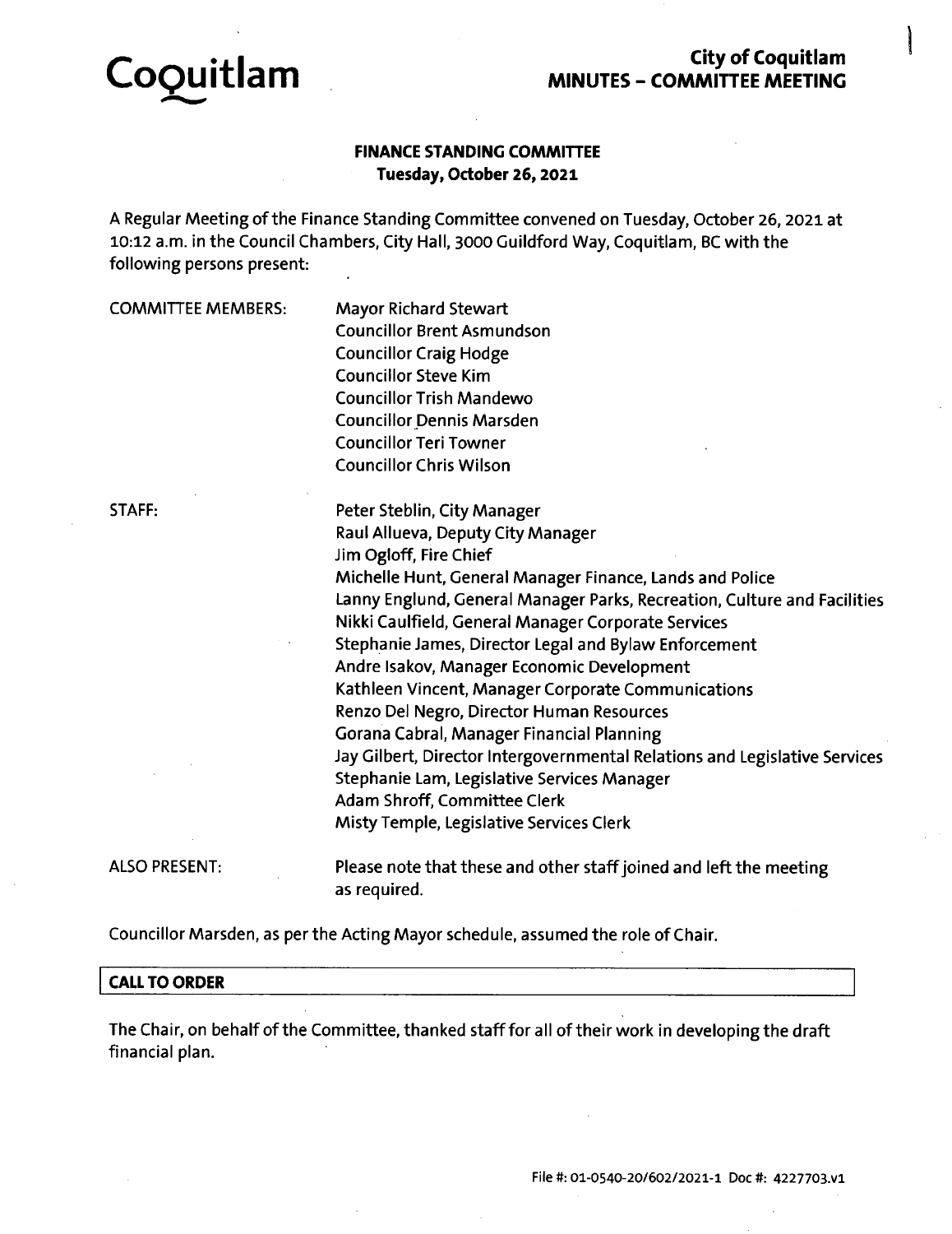**Coquitlam**

# City of Coquitlam
## MINUTES – COMMITTEE MEETING

### FINANCE STANDING COMMITTEE
**Tuesday, October 26, 2021**

A Regular Meeting of the Finance Standing Committee convened on Tuesday, October 26, 2021 at 10:12 a.m. in the Council Chambers, City Hall, 3000 Guildford Way, Coquitlam, BC with the following persons present:

| | |
|---|---|
| COMMITTEE MEMBERS: | Mayor Richard Stewart<br>Councillor Brent Asmundson<br>Councillor Craig Hodge<br>Councillor Steve Kim<br>Councillor Trish Mandewo<br>Councillor Dennis Marsden<br>Councillor Teri Towner<br>Councillor Chris Wilson |
| STAFF: | Peter Steblin, City Manager<br>Raul Allueva, Deputy City Manager<br>Jim Ogloff, Fire Chief<br>Michelle Hunt, General Manager Finance, Lands and Police<br>Lanny Englund, General Manager Parks, Recreation, Culture and Facilities<br>Nikki Caulfield, General Manager Corporate Services<br>Stephanie James, Director Legal and Bylaw Enforcement<br>Andre Isakov, Manager Economic Development<br>Kathleen Vincent, Manager Corporate Communications<br>Renzo Del Negro, Director Human Resources<br>Gorana Cabral, Manager Financial Planning<br>Jay Gilbert, Director Intergovernmental Relations and Legislative Services<br>Stephanie Lam, Legislative Services Manager<br>Adam Shroff, Committee Clerk<br>Misty Temple, Legislative Services Clerk |
| ALSO PRESENT: | Please note that these and other staff joined and left the meeting as required. |

Councillor Marsden, as per the Acting Mayor schedule, assumed the role of Chair.

**CALL TO ORDER**

The Chair, on behalf of the Committee, thanked staff for all of their work in developing the draft financial plan.

File #: 01-0540-20/602/2021-1 Doc #: 4227703.v1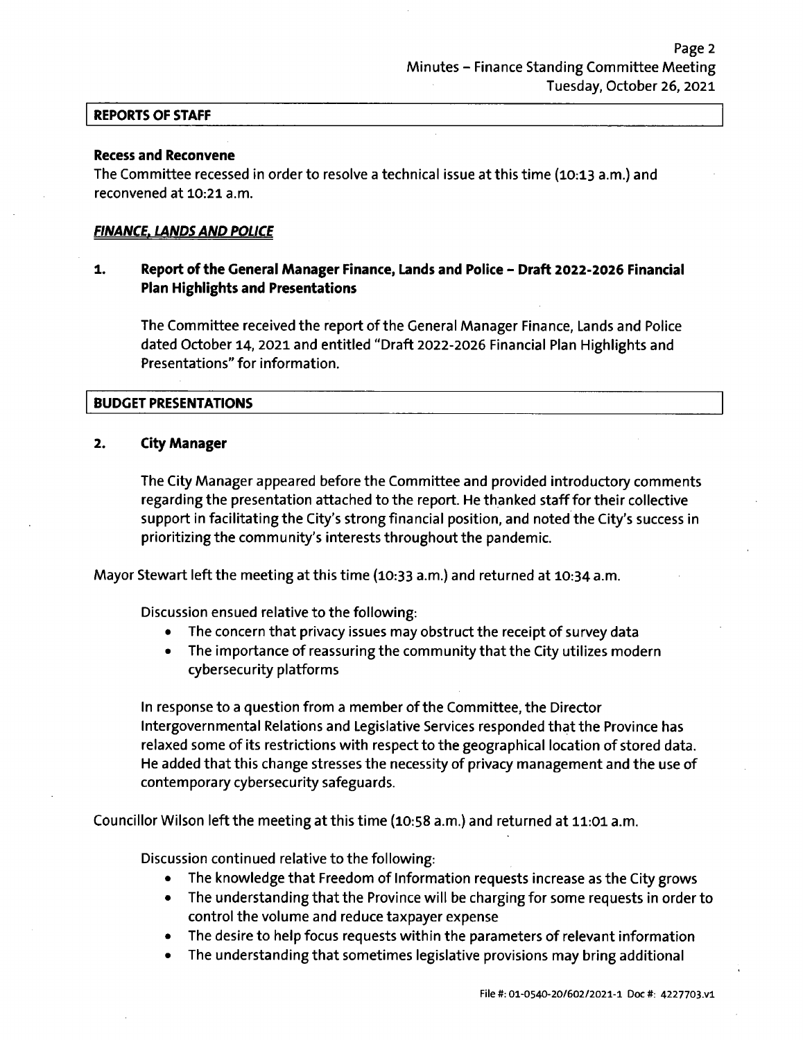## REPORTS OF STAFF

**Recess and Reconvene**
The Committee recessed in order to resolve a technical issue at this time (10:13 a.m.) and reconvened at 10:21 a.m.

***FINANCE, LANDS AND POLICE***

### 1. Report of the General Manager Finance, Lands and Police – Draft 2022-2026 Financial Plan Highlights and Presentations

The Committee received the report of the General Manager Finance, Lands and Police dated October 14, 2021 and entitled "Draft 2022-2026 Financial Plan Highlights and Presentations" for information.

## BUDGET PRESENTATIONS

### 2. City Manager

The City Manager appeared before the Committee and provided introductory comments regarding the presentation attached to the report. He thanked staff for their collective support in facilitating the City's strong financial position, and noted the City's success in prioritizing the community's interests throughout the pandemic.

Mayor Stewart left the meeting at this time (10:33 a.m.) and returned at 10:34 a.m.

Discussion ensued relative to the following:

- The concern that privacy issues may obstruct the receipt of survey data
- The importance of reassuring the community that the City utilizes modern cybersecurity platforms

In response to a question from a member of the Committee, the Director Intergovernmental Relations and Legislative Services responded that the Province has relaxed some of its restrictions with respect to the geographical location of stored data. He added that this change stresses the necessity of privacy management and the use of contemporary cybersecurity safeguards.

Councillor Wilson left the meeting at this time (10:58 a.m.) and returned at 11:01 a.m.

Discussion continued relative to the following:

- The knowledge that Freedom of Information requests increase as the City grows
- The understanding that the Province will be charging for some requests in order to control the volume and reduce taxpayer expense
- The desire to help focus requests within the parameters of relevant information
- The understanding that sometimes legislative provisions may bring additional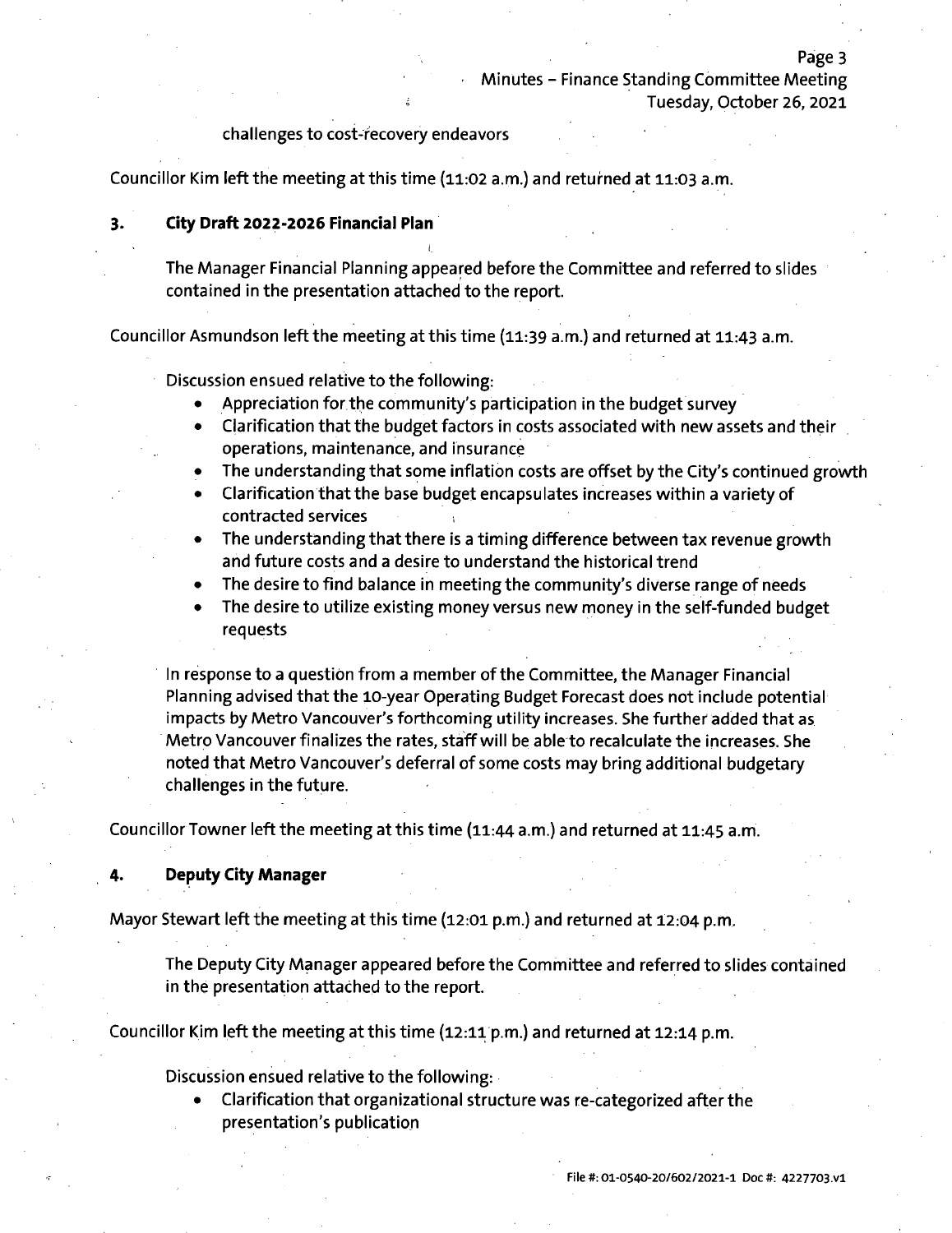challenges to cost-recovery endeavors

Councillor Kim left the meeting at this time (11:02 a.m.) and returned at 11:03 a.m.

**3. City Draft 2022-2026 Financial Plan**

The Manager Financial Planning appeared before the Committee and referred to slides contained in the presentation attached to the report.

Councillor Asmundson left the meeting at this time (11:39 a.m.) and returned at 11:43 a.m.

Discussion ensued relative to the following:

- Appreciation for the community's participation in the budget survey
- Clarification that the budget factors in costs associated with new assets and their operations, maintenance, and insurance
- The understanding that some inflation costs are offset by the City's continued growth
- Clarification that the base budget encapsulates increases within a variety of contracted services
- The understanding that there is a timing difference between tax revenue growth and future costs and a desire to understand the historical trend
- The desire to find balance in meeting the community's diverse range of needs
- The desire to utilize existing money versus new money in the self-funded budget requests

In response to a question from a member of the Committee, the Manager Financial Planning advised that the 10-year Operating Budget Forecast does not include potential impacts by Metro Vancouver's forthcoming utility increases. She further added that as Metro Vancouver finalizes the rates, staff will be able to recalculate the increases. She noted that Metro Vancouver's deferral of some costs may bring additional budgetary challenges in the future.

Councillor Towner left the meeting at this time (11:44 a.m.) and returned at 11:45 a.m.

**4. Deputy City Manager**

Mayor Stewart left the meeting at this time (12:01 p.m.) and returned at 12:04 p.m.

The Deputy City Manager appeared before the Committee and referred to slides contained in the presentation attached to the report.

Councillor Kim left the meeting at this time (12:11 p.m.) and returned at 12:14 p.m.

Discussion ensued relative to the following:

- Clarification that organizational structure was re-categorized after the presentation's publication

File #: 01-0540-20/602/2021-1 Doc #: 4227703.v1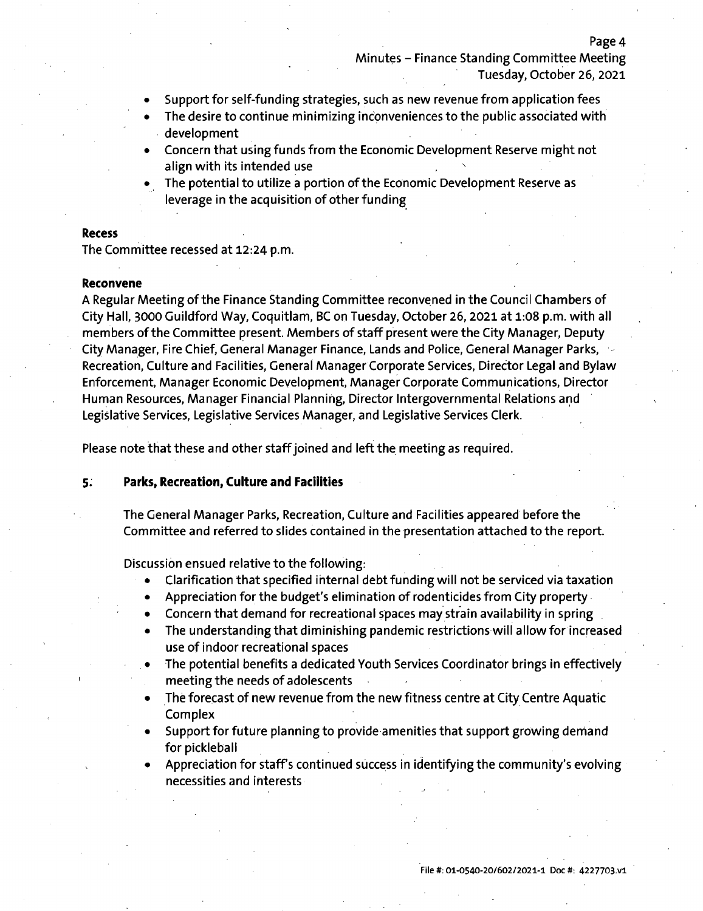- Support for self-funding strategies, such as new revenue from application fees
- The desire to continue minimizing inconveniences to the public associated with development
- Concern that using funds from the Economic Development Reserve might not align with its intended use
- The potential to utilize a portion of the Economic Development Reserve as leverage in the acquisition of other funding

**Recess**

The Committee recessed at 12:24 p.m.

**Reconvene**

A Regular Meeting of the Finance Standing Committee reconvened in the Council Chambers of City Hall, 3000 Guildford Way, Coquitlam, BC on Tuesday, October 26, 2021 at 1:08 p.m. with all members of the Committee present. Members of staff present were the City Manager, Deputy City Manager, Fire Chief, General Manager Finance, Lands and Police, General Manager Parks, Recreation, Culture and Facilities, General Manager Corporate Services, Director Legal and Bylaw Enforcement, Manager Economic Development, Manager Corporate Communications, Director Human Resources, Manager Financial Planning, Director Intergovernmental Relations and Legislative Services, Legislative Services Manager, and Legislative Services Clerk.

Please note that these and other staff joined and left the meeting as required.

## 5. Parks, Recreation, Culture and Facilities

The General Manager Parks, Recreation, Culture and Facilities appeared before the Committee and referred to slides contained in the presentation attached to the report.

Discussion ensued relative to the following:

- Clarification that specified internal debt funding will not be serviced via taxation
- Appreciation for the budget's elimination of rodenticides from City property
- Concern that demand for recreational spaces may strain availability in spring
- The understanding that diminishing pandemic restrictions will allow for increased use of indoor recreational spaces
- The potential benefits a dedicated Youth Services Coordinator brings in effectively meeting the needs of adolescents
- The forecast of new revenue from the new fitness centre at City Centre Aquatic Complex
- Support for future planning to provide amenities that support growing demand for pickleball
- Appreciation for staff's continued success in identifying the community's evolving necessities and interests

File #: 01-0540-20/602/2021-1 Doc #: 4227703.v1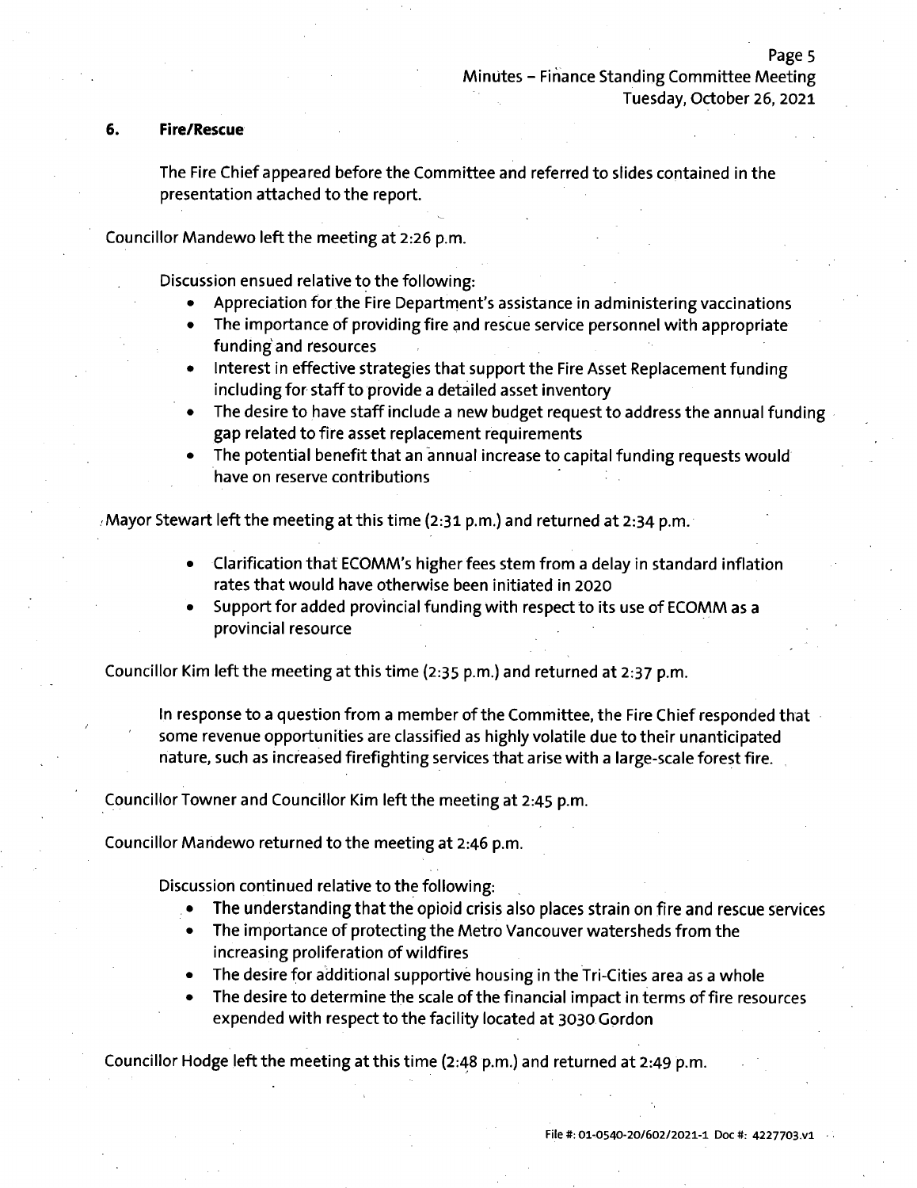## 6. Fire/Rescue

The Fire Chief appeared before the Committee and referred to slides contained in the presentation attached to the report.

Councillor Mandewo left the meeting at 2:26 p.m.

Discussion ensued relative to the following:

- Appreciation for the Fire Department's assistance in administering vaccinations
- The importance of providing fire and rescue service personnel with appropriate funding and resources
- Interest in effective strategies that support the Fire Asset Replacement funding including for staff to provide a detailed asset inventory
- The desire to have staff include a new budget request to address the annual funding gap related to fire asset replacement requirements
- The potential benefit that an annual increase to capital funding requests would have on reserve contributions

Mayor Stewart left the meeting at this time (2:31 p.m.) and returned at 2:34 p.m.

- Clarification that ECOMM's higher fees stem from a delay in standard inflation rates that would have otherwise been initiated in 2020
- Support for added provincial funding with respect to its use of ECOMM as a provincial resource

Councillor Kim left the meeting at this time (2:35 p.m.) and returned at 2:37 p.m.

In response to a question from a member of the Committee, the Fire Chief responded that some revenue opportunities are classified as highly volatile due to their unanticipated nature, such as increased firefighting services that arise with a large-scale forest fire.

Councillor Towner and Councillor Kim left the meeting at 2:45 p.m.

Councillor Mandewo returned to the meeting at 2:46 p.m.

Discussion continued relative to the following:

- The understanding that the opioid crisis also places strain on fire and rescue services
- The importance of protecting the Metro Vancouver watersheds from the increasing proliferation of wildfires
- The desire for additional supportive housing in the Tri-Cities area as a whole
- The desire to determine the scale of the financial impact in terms of fire resources expended with respect to the facility located at 3030 Gordon

Councillor Hodge left the meeting at this time (2:48 p.m.) and returned at 2:49 p.m.

File #: 01-0540-20/602/2021-1 Doc #: 4227703.v1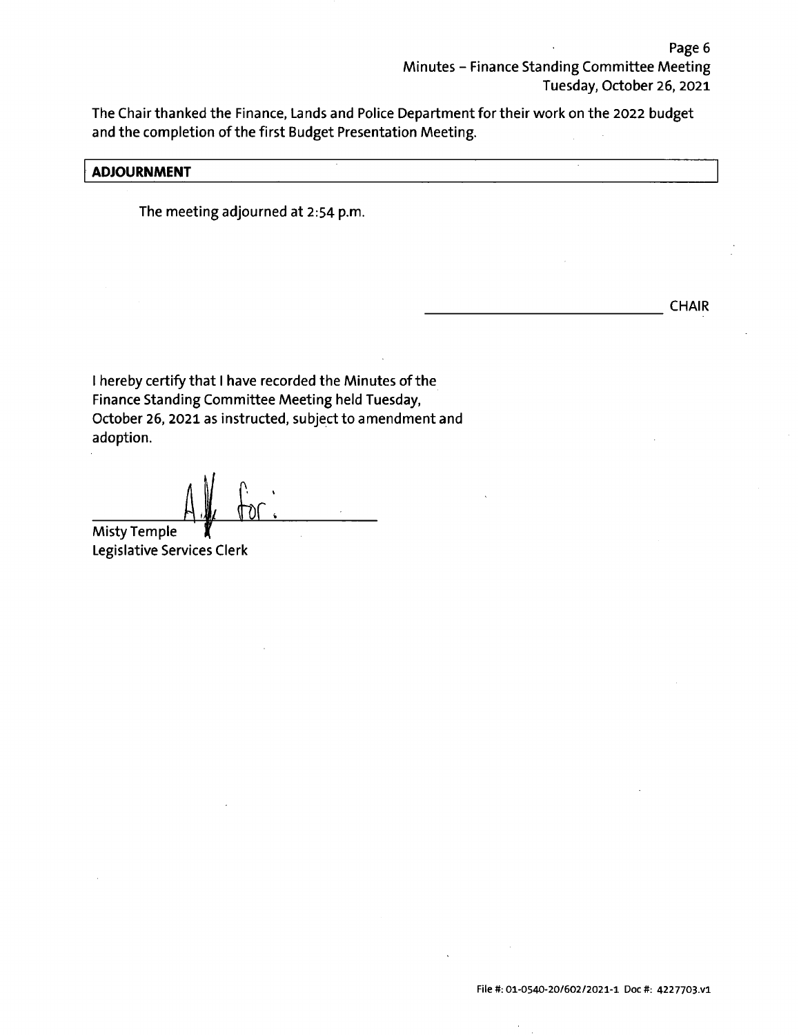The Chair thanked the Finance, Lands and Police Department for their work on the 2022 budget and the completion of the first Budget Presentation Meeting.

## ADJOURNMENT

The meeting adjourned at 2:54 p.m.

_______________________________ CHAIR

I hereby certify that I have recorded the Minutes of the Finance Standing Committee Meeting held Tuesday, October 26, 2021 as instructed, subject to amendment and adoption.

Misty Temple
Legislative Services Clerk

File #: 01-0540-20/602/2021-1 Doc #: 4227703.v1